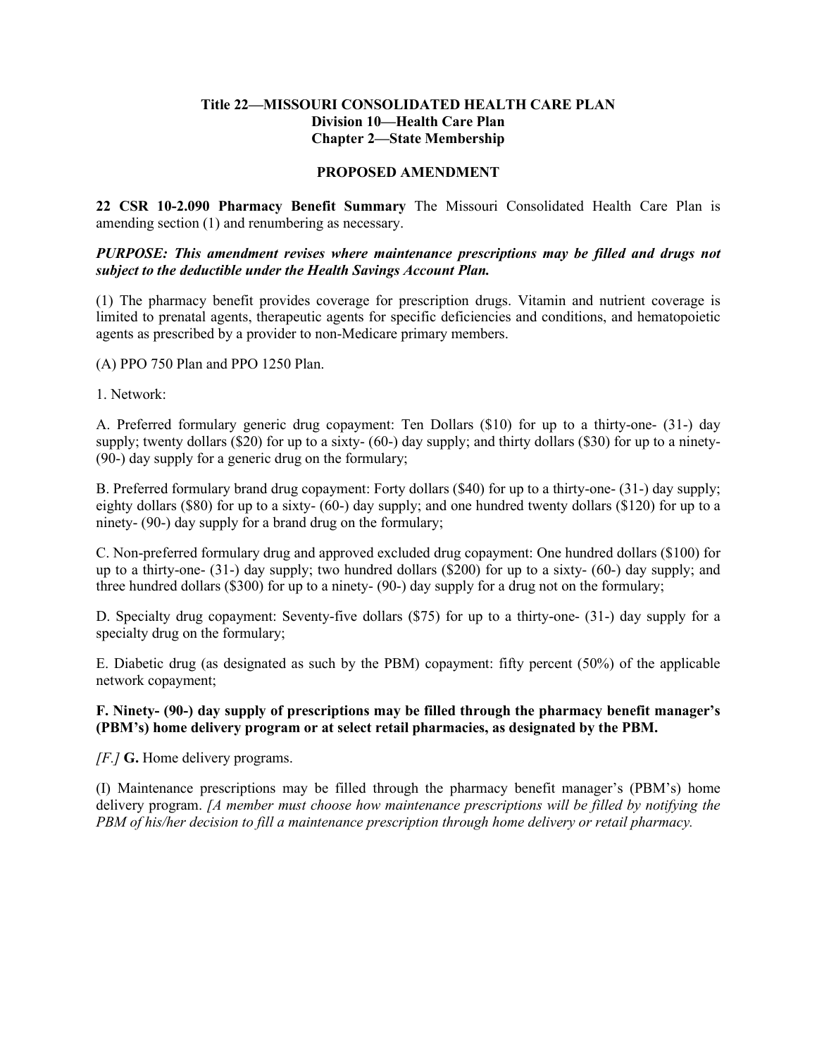**Title 22—MISSOURI CONSOLIDATED HEALTH CARE PLAN**
**Division 10—Health Care Plan**
**Chapter 2—State Membership**

**PROPOSED AMENDMENT**

**22 CSR 10-2.090 Pharmacy Benefit Summary** The Missouri Consolidated Health Care Plan is amending section (1) and renumbering as necessary.

***PURPOSE: This amendment revises where maintenance prescriptions may be filled and drugs not subject to the deductible under the Health Savings Account Plan.***

(1) The pharmacy benefit provides coverage for prescription drugs. Vitamin and nutrient coverage is limited to prenatal agents, therapeutic agents for specific deficiencies and conditions, and hematopoietic agents as prescribed by a provider to non-Medicare primary members.

(A) PPO 750 Plan and PPO 1250 Plan.

1. Network:

A. Preferred formulary generic drug copayment: Ten Dollars ($10) for up to a thirty-one- (31-) day supply; twenty dollars ($20) for up to a sixty- (60-) day supply; and thirty dollars ($30) for up to a ninety- (90-) day supply for a generic drug on the formulary;

B. Preferred formulary brand drug copayment: Forty dollars ($40) for up to a thirty-one- (31-) day supply; eighty dollars ($80) for up to a sixty- (60-) day supply; and one hundred twenty dollars ($120) for up to a ninety- (90-) day supply for a brand drug on the formulary;

C. Non-preferred formulary drug and approved excluded drug copayment: One hundred dollars ($100) for up to a thirty-one- (31-) day supply; two hundred dollars ($200) for up to a sixty- (60-) day supply; and three hundred dollars ($300) for up to a ninety- (90-) day supply for a drug not on the formulary;

D. Specialty drug copayment: Seventy-five dollars ($75) for up to a thirty-one- (31-) day supply for a specialty drug on the formulary;

E. Diabetic drug (as designated as such by the PBM) copayment: fifty percent (50%) of the applicable network copayment;

**F. Ninety- (90-) day supply of prescriptions may be filled through the pharmacy benefit manager's (PBM's) home delivery program or at select retail pharmacies, as designated by the PBM.**

*[F.]* **G.** Home delivery programs.

(I) Maintenance prescriptions may be filled through the pharmacy benefit manager's (PBM's) home delivery program. *[A member must choose how maintenance prescriptions will be filled by notifying the PBM of his/her decision to fill a maintenance prescription through home delivery or retail pharmacy.*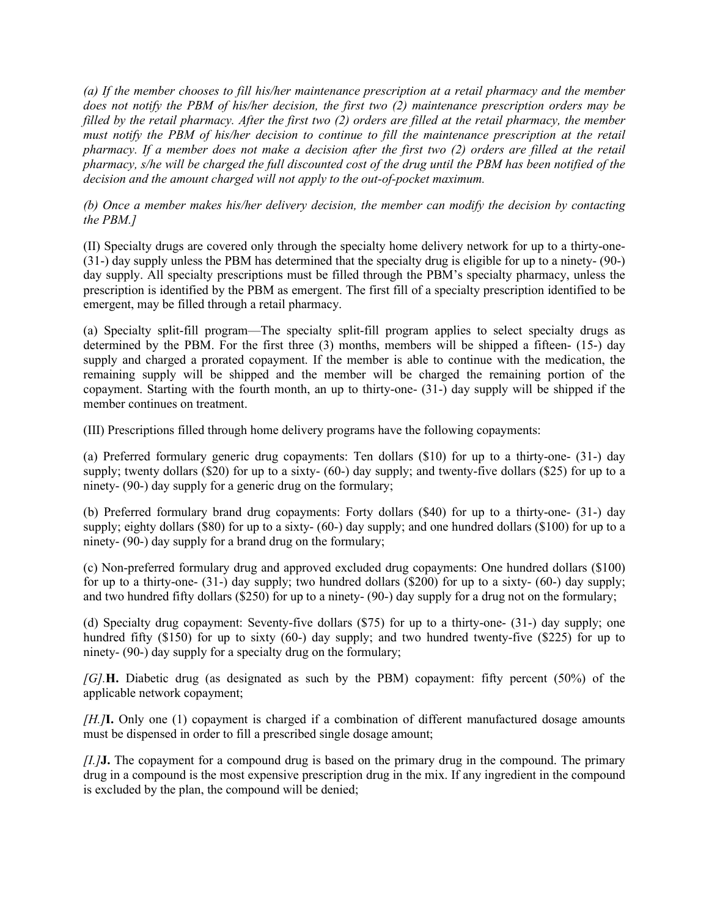*(a) If the member chooses to fill his/her maintenance prescription at a retail pharmacy and the member does not notify the PBM of his/her decision, the first two (2) maintenance prescription orders may be filled by the retail pharmacy. After the first two (2) orders are filled at the retail pharmacy, the member must notify the PBM of his/her decision to continue to fill the maintenance prescription at the retail pharmacy. If a member does not make a decision after the first two (2) orders are filled at the retail pharmacy, s/he will be charged the full discounted cost of the drug until the PBM has been notified of the decision and the amount charged will not apply to the out-of-pocket maximum.*

*(b) Once a member makes his/her delivery decision, the member can modify the decision by contacting the PBM.]*

(II) Specialty drugs are covered only through the specialty home delivery network for up to a thirty-one- (31-) day supply unless the PBM has determined that the specialty drug is eligible for up to a ninety- (90-) day supply. All specialty prescriptions must be filled through the PBM's specialty pharmacy, unless the prescription is identified by the PBM as emergent. The first fill of a specialty prescription identified to be emergent, may be filled through a retail pharmacy.

(a) Specialty split-fill program—The specialty split-fill program applies to select specialty drugs as determined by the PBM. For the first three (3) months, members will be shipped a fifteen- (15-) day supply and charged a prorated copayment. If the member is able to continue with the medication, the remaining supply will be shipped and the member will be charged the remaining portion of the copayment. Starting with the fourth month, an up to thirty-one- (31-) day supply will be shipped if the member continues on treatment.

(III) Prescriptions filled through home delivery programs have the following copayments:

(a) Preferred formulary generic drug copayments: Ten dollars ($10) for up to a thirty-one- (31-) day supply; twenty dollars ($20) for up to a sixty- (60-) day supply; and twenty-five dollars ($25) for up to a ninety- (90-) day supply for a generic drug on the formulary;

(b) Preferred formulary brand drug copayments: Forty dollars ($40) for up to a thirty-one- (31-) day supply; eighty dollars ($80) for up to a sixty- (60-) day supply; and one hundred dollars ($100) for up to a ninety- (90-) day supply for a brand drug on the formulary;

(c) Non-preferred formulary drug and approved excluded drug copayments: One hundred dollars ($100) for up to a thirty-one- (31-) day supply; two hundred dollars ($200) for up to a sixty- (60-) day supply; and two hundred fifty dollars ($250) for up to a ninety- (90-) day supply for a drug not on the formulary;

(d) Specialty drug copayment: Seventy-five dollars ($75) for up to a thirty-one- (31-) day supply; one hundred fifty ($150) for up to sixty (60-) day supply; and two hundred twenty-five ($225) for up to ninety- (90-) day supply for a specialty drug on the formulary;

*[G].***H.** Diabetic drug (as designated as such by the PBM) copayment: fifty percent (50%) of the applicable network copayment;

*[H.]***I.** Only one (1) copayment is charged if a combination of different manufactured dosage amounts must be dispensed in order to fill a prescribed single dosage amount;

*[I.]***J.** The copayment for a compound drug is based on the primary drug in the compound. The primary drug in a compound is the most expensive prescription drug in the mix. If any ingredient in the compound is excluded by the plan, the compound will be denied;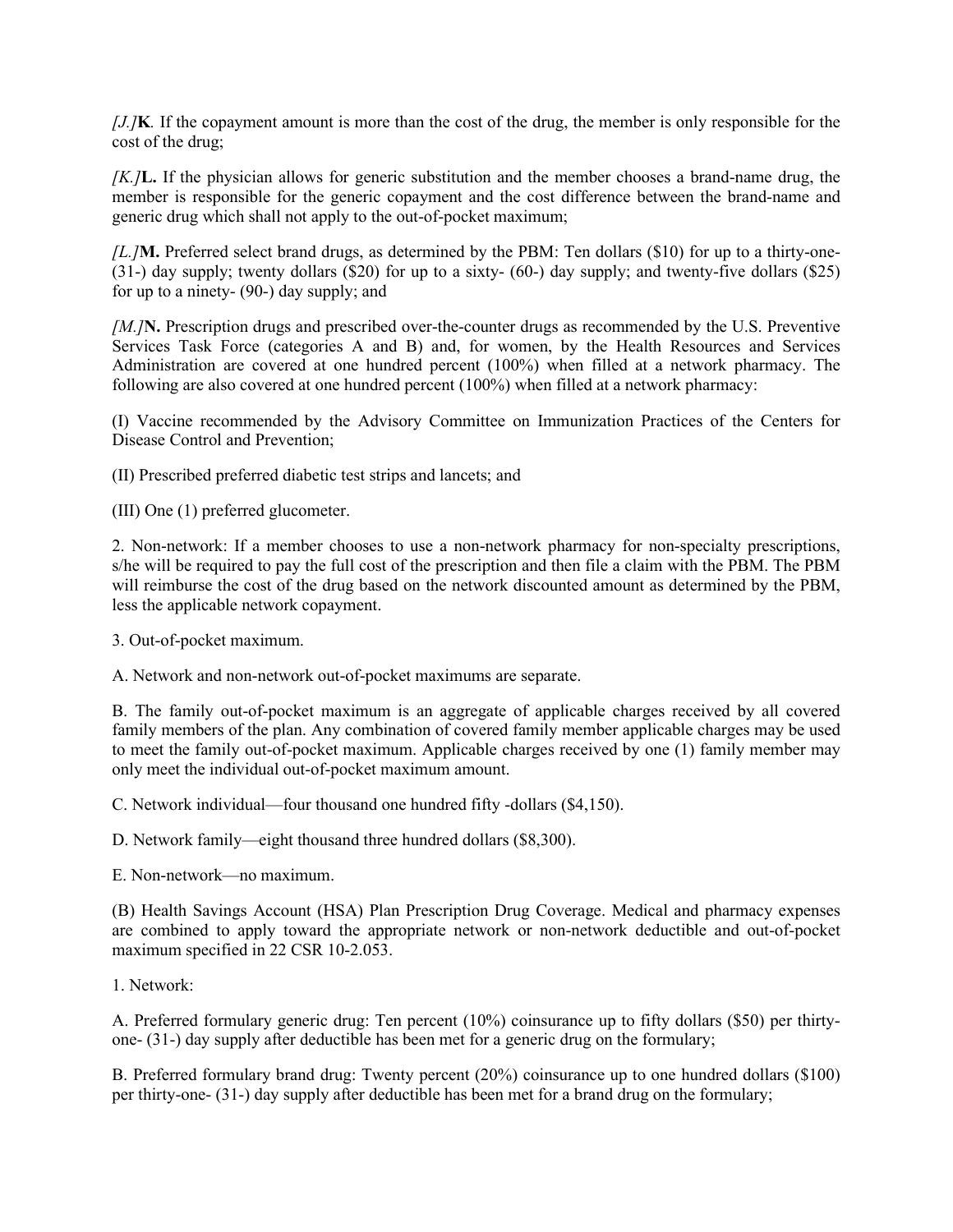*[J.]***K**. If the copayment amount is more than the cost of the drug, the member is only responsible for the cost of the drug;

*[K.]***L.** If the physician allows for generic substitution and the member chooses a brand-name drug, the member is responsible for the generic copayment and the cost difference between the brand-name and generic drug which shall not apply to the out-of-pocket maximum;

*[L.]***M.** Preferred select brand drugs, as determined by the PBM: Ten dollars ($10) for up to a thirty-one- (31-) day supply; twenty dollars ($20) for up to a sixty- (60-) day supply; and twenty-five dollars ($25) for up to a ninety- (90-) day supply; and

*[M.]***N.** Prescription drugs and prescribed over-the-counter drugs as recommended by the U.S. Preventive Services Task Force (categories A and B) and, for women, by the Health Resources and Services Administration are covered at one hundred percent (100%) when filled at a network pharmacy. The following are also covered at one hundred percent (100%) when filled at a network pharmacy:

(I) Vaccine recommended by the Advisory Committee on Immunization Practices of the Centers for Disease Control and Prevention;

(II) Prescribed preferred diabetic test strips and lancets; and

(III) One (1) preferred glucometer.

2. Non-network: If a member chooses to use a non-network pharmacy for non-specialty prescriptions, s/he will be required to pay the full cost of the prescription and then file a claim with the PBM. The PBM will reimburse the cost of the drug based on the network discounted amount as determined by the PBM, less the applicable network copayment.

3. Out-of-pocket maximum.

A. Network and non-network out-of-pocket maximums are separate.

B. The family out-of-pocket maximum is an aggregate of applicable charges received by all covered family members of the plan. Any combination of covered family member applicable charges may be used to meet the family out-of-pocket maximum. Applicable charges received by one (1) family member may only meet the individual out-of-pocket maximum amount.

C. Network individual—four thousand one hundred fifty -dollars ($4,150).

D. Network family—eight thousand three hundred dollars ($8,300).

E. Non-network—no maximum.

(B) Health Savings Account (HSA) Plan Prescription Drug Coverage. Medical and pharmacy expenses are combined to apply toward the appropriate network or non-network deductible and out-of-pocket maximum specified in 22 CSR 10-2.053.

1. Network:

A. Preferred formulary generic drug: Ten percent (10%) coinsurance up to fifty dollars ($50) per thirty-one- (31-) day supply after deductible has been met for a generic drug on the formulary;

B. Preferred formulary brand drug: Twenty percent (20%) coinsurance up to one hundred dollars ($100) per thirty-one- (31-) day supply after deductible has been met for a brand drug on the formulary;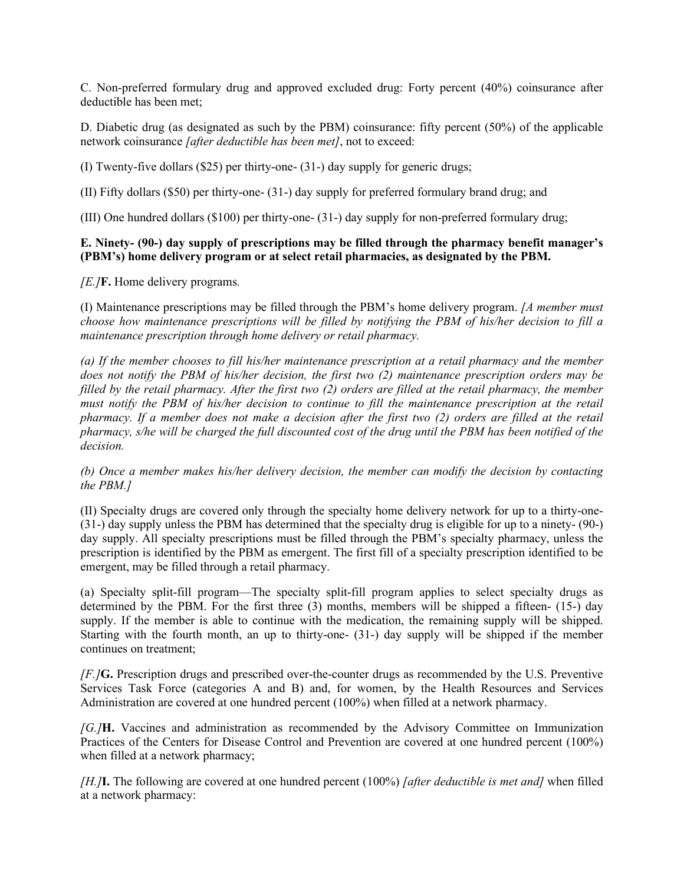C. Non-preferred formulary drug and approved excluded drug: Forty percent (40%) coinsurance after deductible has been met;

D. Diabetic drug (as designated as such by the PBM) coinsurance: fifty percent (50%) of the applicable network coinsurance *[after deductible has been met]*, not to exceed:

(I) Twenty-five dollars ($25) per thirty-one- (31-) day supply for generic drugs;

(II) Fifty dollars ($50) per thirty-one- (31-) day supply for preferred formulary brand drug; and

(III) One hundred dollars ($100) per thirty-one- (31-) day supply for non-preferred formulary drug;

**E. Ninety- (90-) day supply of prescriptions may be filled through the pharmacy benefit manager's (PBM's) home delivery program or at select retail pharmacies, as designated by the PBM.**

*[E.]***F.** Home delivery programs.

(I) Maintenance prescriptions may be filled through the PBM's home delivery program. *[A member must choose how maintenance prescriptions will be filled by notifying the PBM of his/her decision to fill a maintenance prescription through home delivery or retail pharmacy.*

*(a) If the member chooses to fill his/her maintenance prescription at a retail pharmacy and the member does not notify the PBM of his/her decision, the first two (2) maintenance prescription orders may be filled by the retail pharmacy. After the first two (2) orders are filled at the retail pharmacy, the member must notify the PBM of his/her decision to continue to fill the maintenance prescription at the retail pharmacy. If a member does not make a decision after the first two (2) orders are filled at the retail pharmacy, s/he will be charged the full discounted cost of the drug until the PBM has been notified of the decision.*

*(b) Once a member makes his/her delivery decision, the member can modify the decision by contacting the PBM.]*

(II) Specialty drugs are covered only through the specialty home delivery network for up to a thirty-one- (31-) day supply unless the PBM has determined that the specialty drug is eligible for up to a ninety- (90-) day supply. All specialty prescriptions must be filled through the PBM's specialty pharmacy, unless the prescription is identified by the PBM as emergent. The first fill of a specialty prescription identified to be emergent, may be filled through a retail pharmacy.

(a) Specialty split-fill program—The specialty split-fill program applies to select specialty drugs as determined by the PBM. For the first three (3) months, members will be shipped a fifteen- (15-) day supply. If the member is able to continue with the medication, the remaining supply will be shipped. Starting with the fourth month, an up to thirty-one- (31-) day supply will be shipped if the member continues on treatment;

*[F.]***G.** Prescription drugs and prescribed over-the-counter drugs as recommended by the U.S. Preventive Services Task Force (categories A and B) and, for women, by the Health Resources and Services Administration are covered at one hundred percent (100%) when filled at a network pharmacy.

*[G.]***H.** Vaccines and administration as recommended by the Advisory Committee on Immunization Practices of the Centers for Disease Control and Prevention are covered at one hundred percent (100%) when filled at a network pharmacy;

*[H.]***I.** The following are covered at one hundred percent (100%) *[after deductible is met and]* when filled at a network pharmacy: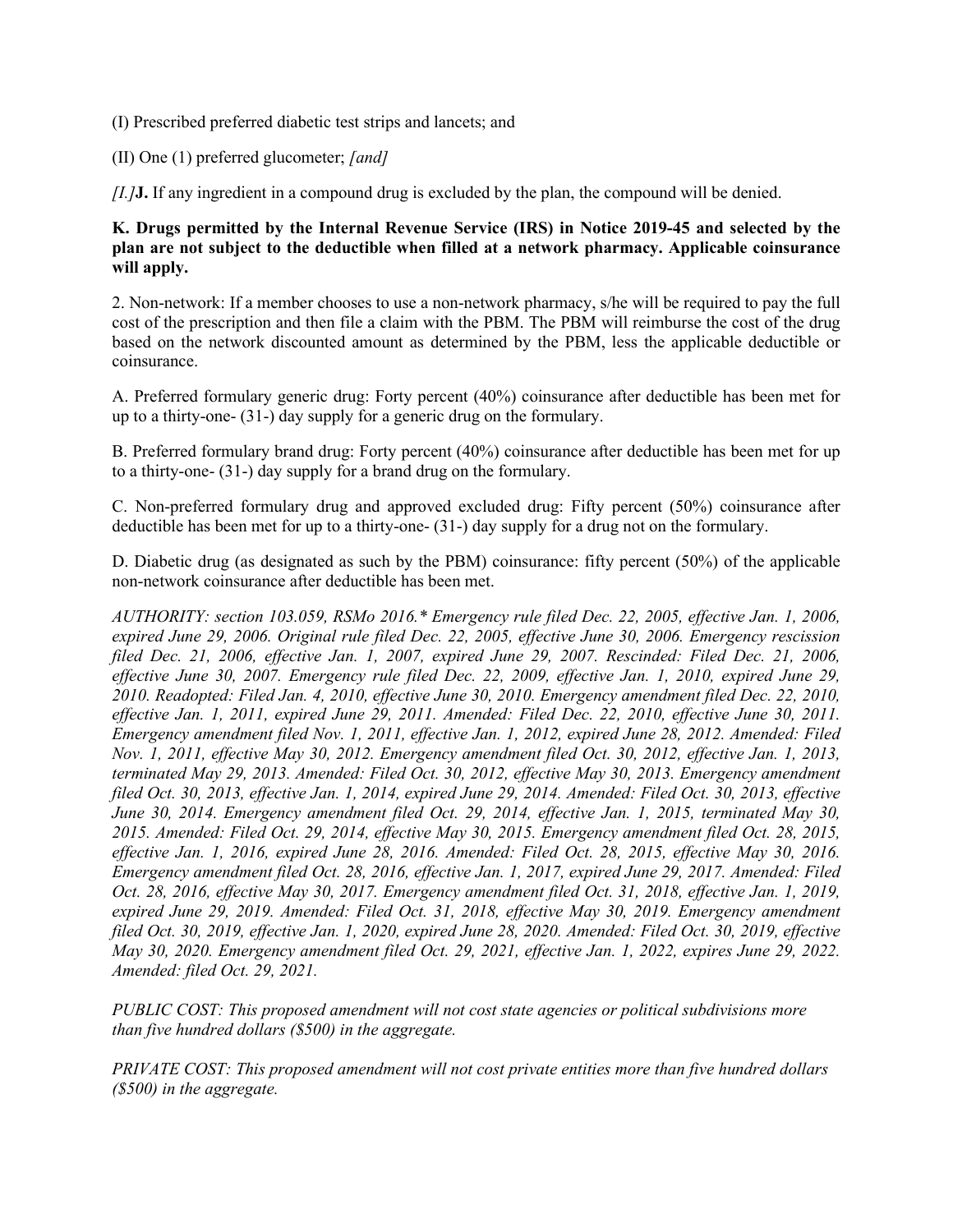(I) Prescribed preferred diabetic test strips and lancets; and

(II) One (1) preferred glucometer; *[and]*

*[I.]***J.** If any ingredient in a compound drug is excluded by the plan, the compound will be denied.

**K. Drugs permitted by the Internal Revenue Service (IRS) in Notice 2019-45 and selected by the plan are not subject to the deductible when filled at a network pharmacy. Applicable coinsurance will apply.**

2. Non-network: If a member chooses to use a non-network pharmacy, s/he will be required to pay the full cost of the prescription and then file a claim with the PBM. The PBM will reimburse the cost of the drug based on the network discounted amount as determined by the PBM, less the applicable deductible or coinsurance.

A. Preferred formulary generic drug: Forty percent (40%) coinsurance after deductible has been met for up to a thirty-one- (31-) day supply for a generic drug on the formulary.

B. Preferred formulary brand drug: Forty percent (40%) coinsurance after deductible has been met for up to a thirty-one- (31-) day supply for a brand drug on the formulary.

C. Non-preferred formulary drug and approved excluded drug: Fifty percent (50%) coinsurance after deductible has been met for up to a thirty-one- (31-) day supply for a drug not on the formulary.

D. Diabetic drug (as designated as such by the PBM) coinsurance: fifty percent (50%) of the applicable non-network coinsurance after deductible has been met.

*AUTHORITY: section 103.059, RSMo 2016.* Emergency rule filed Dec. 22, 2005, effective Jan. 1, 2006, expired June 29, 2006. Original rule filed Dec. 22, 2005, effective June 30, 2006. Emergency rescission filed Dec. 21, 2006, effective Jan. 1, 2007, expired June 29, 2007. Rescinded: Filed Dec. 21, 2006, effective June 30, 2007. Emergency rule filed Dec. 22, 2009, effective Jan. 1, 2010, expired June 29, 2010. Readopted: Filed Jan. 4, 2010, effective June 30, 2010. Emergency amendment filed Dec. 22, 2010, effective Jan. 1, 2011, expired June 29, 2011. Amended: Filed Dec. 22, 2010, effective June 30, 2011. Emergency amendment filed Nov. 1, 2011, effective Jan. 1, 2012, expired June 28, 2012. Amended: Filed Nov. 1, 2011, effective May 30, 2012. Emergency amendment filed Oct. 30, 2012, effective Jan. 1, 2013, terminated May 29, 2013. Amended: Filed Oct. 30, 2012, effective May 30, 2013. Emergency amendment filed Oct. 30, 2013, effective Jan. 1, 2014, expired June 29, 2014. Amended: Filed Oct. 30, 2013, effective June 30, 2014. Emergency amendment filed Oct. 29, 2014, effective Jan. 1, 2015, terminated May 30, 2015. Amended: Filed Oct. 29, 2014, effective May 30, 2015. Emergency amendment filed Oct. 28, 2015, effective Jan. 1, 2016, expired June 28, 2016. Amended: Filed Oct. 28, 2015, effective May 30, 2016. Emergency amendment filed Oct. 28, 2016, effective Jan. 1, 2017, expired June 29, 2017. Amended: Filed Oct. 28, 2016, effective May 30, 2017. Emergency amendment filed Oct. 31, 2018, effective Jan. 1, 2019, expired June 29, 2019. Amended: Filed Oct. 31, 2018, effective May 30, 2019. Emergency amendment filed Oct. 30, 2019, effective Jan. 1, 2020, expired June 28, 2020. Amended: Filed Oct. 30, 2019, effective May 30, 2020. Emergency amendment filed Oct. 29, 2021, effective Jan. 1, 2022, expires June 29, 2022. Amended: filed Oct. 29, 2021.*

*PUBLIC COST: This proposed amendment will not cost state agencies or political subdivisions more than five hundred dollars ($500) in the aggregate.*

*PRIVATE COST: This proposed amendment will not cost private entities more than five hundred dollars ($500) in the aggregate.*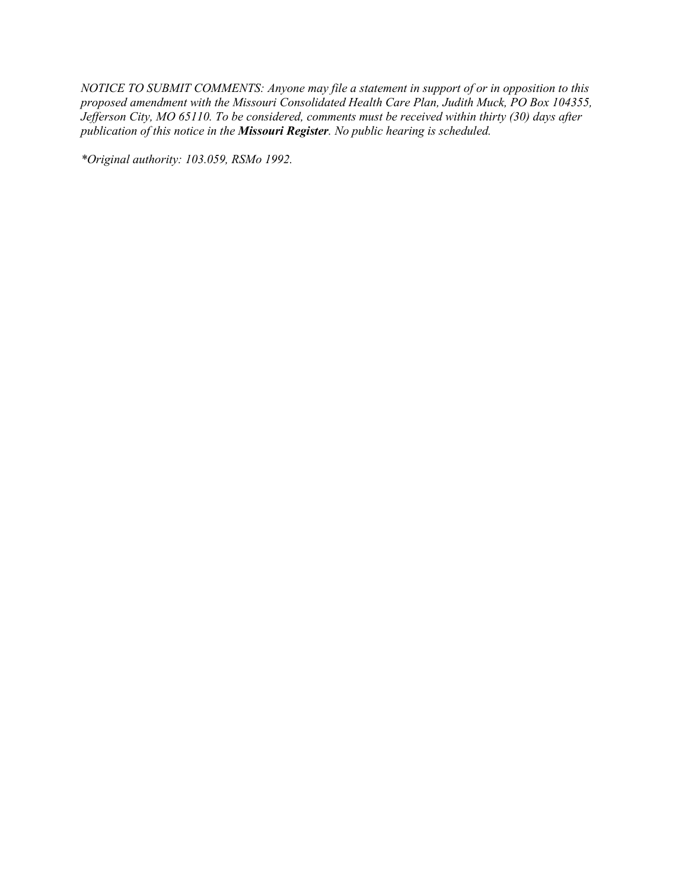*NOTICE TO SUBMIT COMMENTS: Anyone may file a statement in support of or in opposition to this proposed amendment with the Missouri Consolidated Health Care Plan, Judith Muck, PO Box 104355, Jefferson City, MO 65110. To be considered, comments must be received within thirty (30) days after publication of this notice in the* ***Missouri Register****. No public hearing is scheduled.*

**Original authority: 103.059, RSMo 1992.*